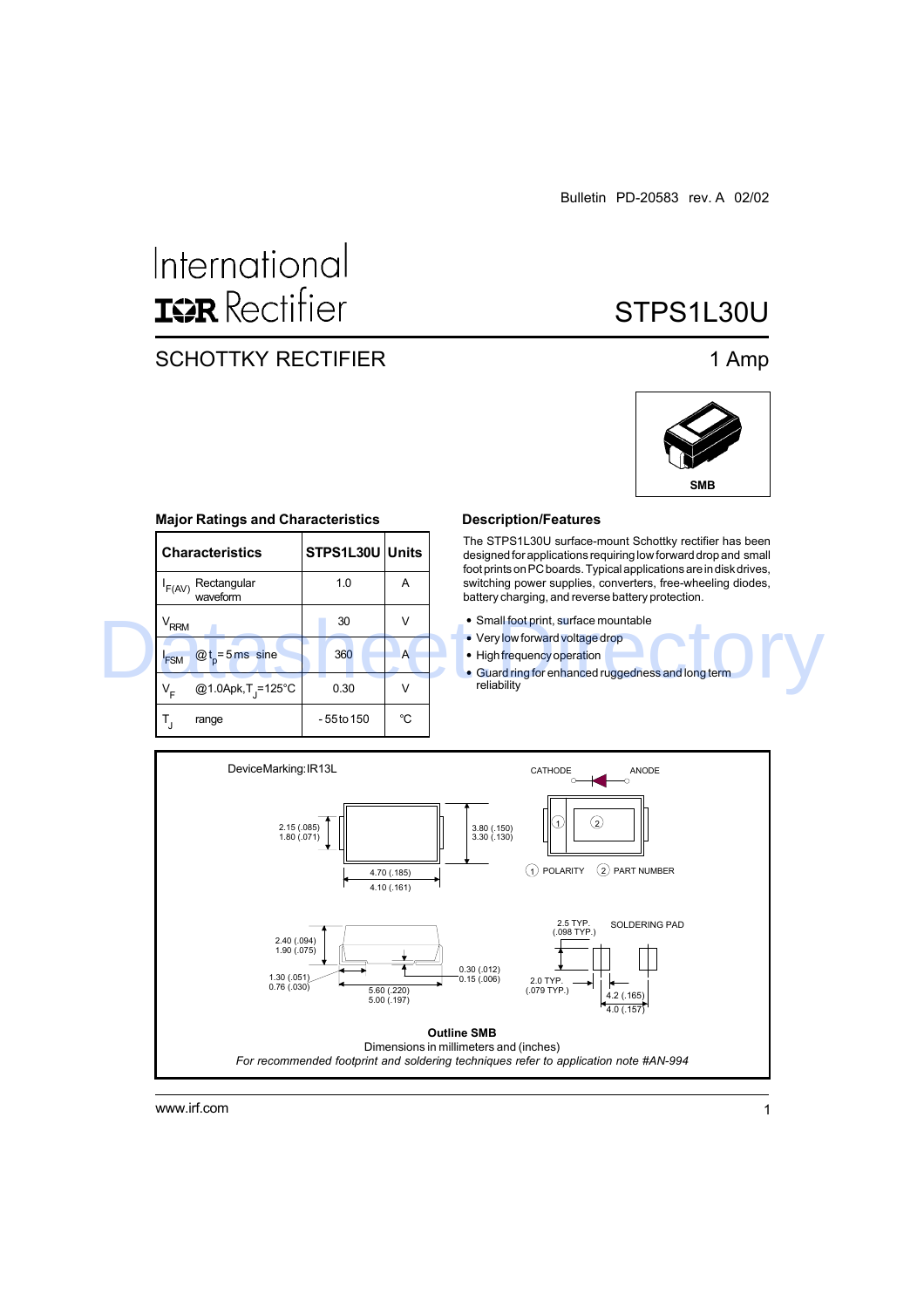Bulletin PD-20583 rev. A 02/02

International
IOR Rectifier

# STPS1L30U

## SCHOTTKY RECTIFIER

1 Amp

SMB

### Major Ratings and Characteristics

| Characteristics | STPS1L30U | Units |
|---|---|---|
| $I_{F(AV)}$ Rectangular waveform | 1.0 | A |
| $V_{RRM}$ | 30 | V |
| $I_{FSM}$ @ $t_p$ = 5 ms sine | 360 | A |
| $V_F$ @1.0Apk, $T_J$=125°C | 0.30 | V |
| $T_J$ range | - 55 to 150 | °C |

### Description/Features

The STPS1L30U surface-mount Schottky rectifier has been designed for applications requiring low forward drop and small foot prints on PC boards. Typical applications are in disk drives, switching power supplies, converters, free-wheeling diodes, battery charging, and reverse battery protection.

- Small foot print, surface mountable
- Very low forward voltage drop
- High frequency operation
- Guard ring for enhanced ruggedness and long term reliability

Device Marking: IR13L

CATHODE ANODE

2.15 (.085)
1.80 (.071)

3.80 (.150)
3.30 (.130)

4.70 (.185)
4.10 (.161)

1 POLARITY 2 PART NUMBER

2.40 (.094)
1.90 (.075)

1.30 (.051)
0.76 (.030)

0.30 (.012)
0.15 (.006)

5.60 (.220)
5.00 (.197)

2.5 TYP.
(.098 TYP.)

SOLDERING PAD

2.0 TYP.
(.079 TYP.)

4.2 (.165)
4.0 (.157)

**Outline SMB**

Dimensions in millimeters and (inches)

*For recommended footprint and soldering techniques refer to application note #AN-994*

www.irf.com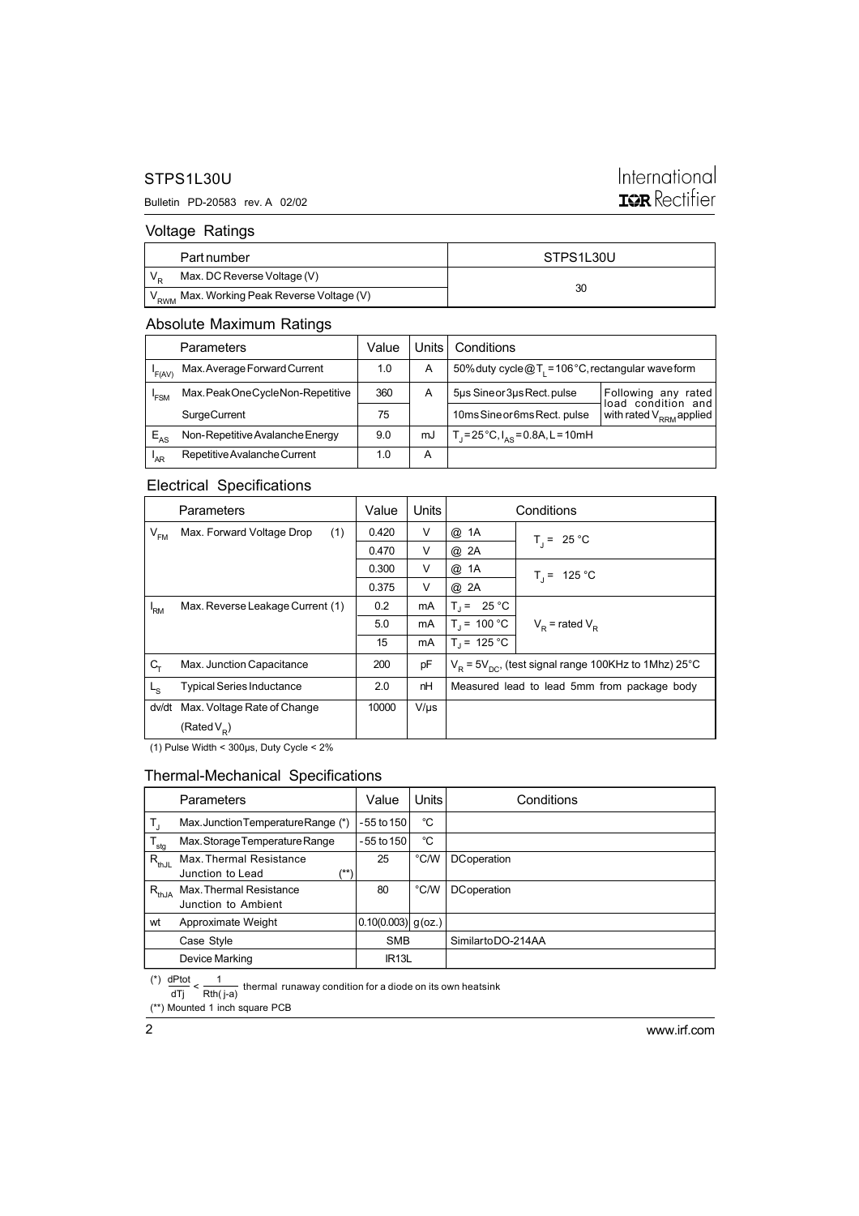STPS1L30U

Bulletin PD-20583 rev. A 02/02

International IOR Rectifier

## Voltage Ratings

| | Part number | STPS1L30U |
|---|---|---|
| $V_R$ | Max. DC Reverse Voltage (V) | 30 |
| $V_{RWM}$ | Max. Working Peak Reverse Voltage (V) | |

## Absolute Maximum Ratings

| | Parameters | Value | Units | Conditions | |
|---|---|---|---|---|---|
| $I_{F(AV)}$ | Max. Average Forward Current | 1.0 | A | 50% duty cycle @ $T_L$ = 106 °C, rectangular waveform | |
| $I_{FSM}$ | Max. Peak One Cycle Non-Repetitive | 360 | A | 5µs Sine or 3µs Rect. pulse | Following any rated load condition and with rated $V_{RRM}$ applied |
| | Surge Current | 75 | | 10ms Sine or 6ms Rect. pulse | |
| $E_{AS}$ | Non-Repetitive Avalanche Energy | 9.0 | mJ | $T_J$ = 25 °C, $I_{AS}$ = 0.8A, L = 10mH | |
| $I_{AR}$ | Repetitive Avalanche Current | 1.0 | A | | |

## Electrical Specifications

| | Parameters | Value | Units | Conditions | |
|---|---|---|---|---|---|
| $V_{FM}$ | Max. Forward Voltage Drop (1) | 0.420 | V | @ 1A | $T_J$ = 25 °C |
| | | 0.470 | V | @ 2A | |
| | | 0.300 | V | @ 1A | $T_J$ = 125 °C |
| | | 0.375 | V | @ 2A | |
| $I_{RM}$ | Max. Reverse Leakage Current (1) | 0.2 | mA | $T_J$ = 25 °C | $V_R$ = rated $V_R$ |
| | | 5.0 | mA | $T_J$ = 100 °C | |
| | | 15 | mA | $T_J$ = 125 °C | |
| $C_T$ | Max. Junction Capacitance | 200 | pF | $V_R$ = 5$V_{DC}$, (test signal range 100KHz to 1Mhz) 25°C | |
| $L_S$ | Typical Series Inductance | 2.0 | nH | Measured lead to lead 5mm from package body | |
| dv/dt | Max. Voltage Rate of Change (Rated $V_R$) | 10000 | V/µs | | |

(1) Pulse Width < 300µs, Duty Cycle < 2%

## Thermal-Mechanical Specifications

| | Parameters | Value | Units | Conditions |
|---|---|---|---|---|
| $T_J$ | Max. Junction Temperature Range (*) | -55 to 150 | °C | |
| $T_{stg}$ | Max. Storage Temperature Range | -55 to 150 | °C | |
| $R_{thJL}$ | Max. Thermal Resistance Junction to Lead (**) | 25 | °C/W | DC operation |
| $R_{thJA}$ | Max. Thermal Resistance Junction to Ambient | 80 | °C/W | DC operation |
| wt | Approximate Weight | 0.10(0.003) | g(oz.) | |
| | Case Style | SMB | | Similar to DO-214AA |
| | Device Marking | IR13L | | |

(*) $\frac{dPtot}{dTj} < \frac{1}{Rth(j\text{-}a)}$ thermal runaway condition for a diode on its own heatsink

(**) Mounted 1 inch square PCB

www.irf.com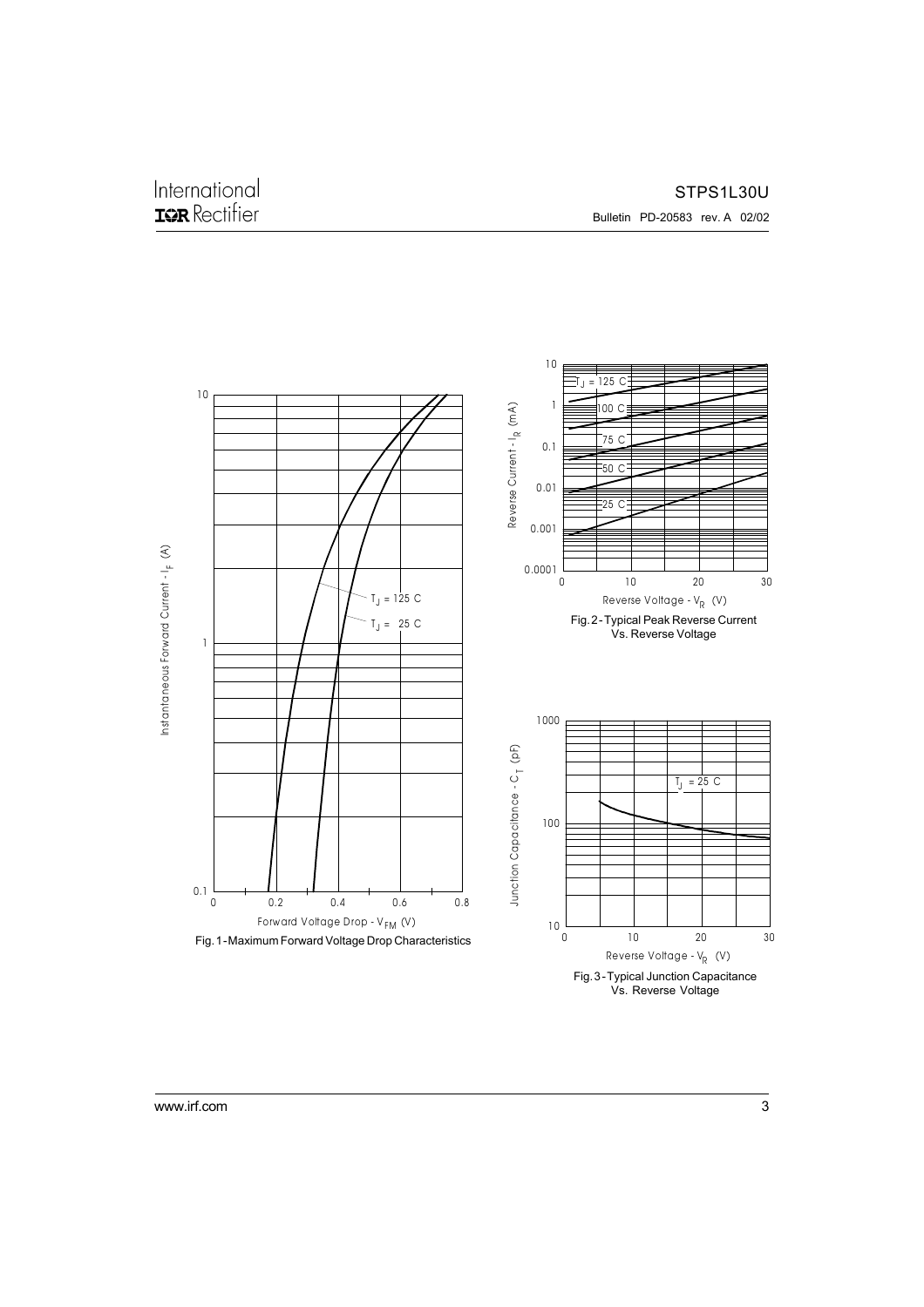Fig. 1 - Maximum Forward Voltage Drop Characteristics

Fig. 2 - Typical Peak Reverse Current Vs. Reverse Voltage

Fig. 3 - Typical Junction Capacitance Vs. Reverse Voltage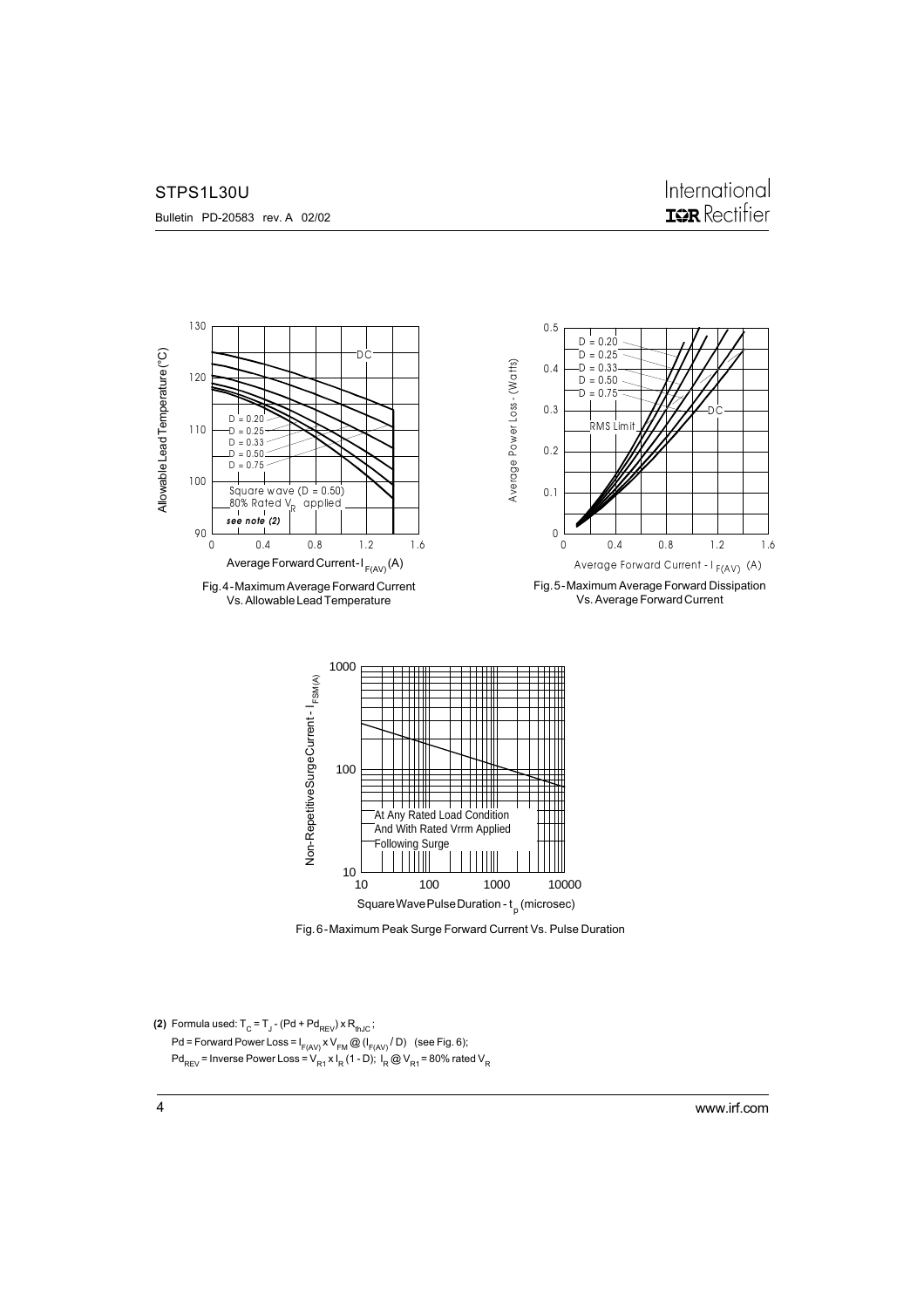Fig. 4 - Maximum Average Forward Current Vs. Allowable Lead Temperature

Fig. 5 - Maximum Average Forward Dissipation Vs. Average Forward Current

Fig. 6 - Maximum Peak Surge Forward Current Vs. Pulse Duration

**(2)** Formula used: $T_C = T_J - (Pd + Pd_{REV}) \times R_{thJC}$;

Pd = Forward Power Loss = $I_{F(AV)} \times V_{FM}$ @ $(I_{F(AV)} / D)$ (see Fig. 6);

$Pd_{REV}$ = Inverse Power Loss = $V_{R1} \times I_R (1 - D)$; $I_R$ @ $V_{R1}$ = 80% rated $V_R$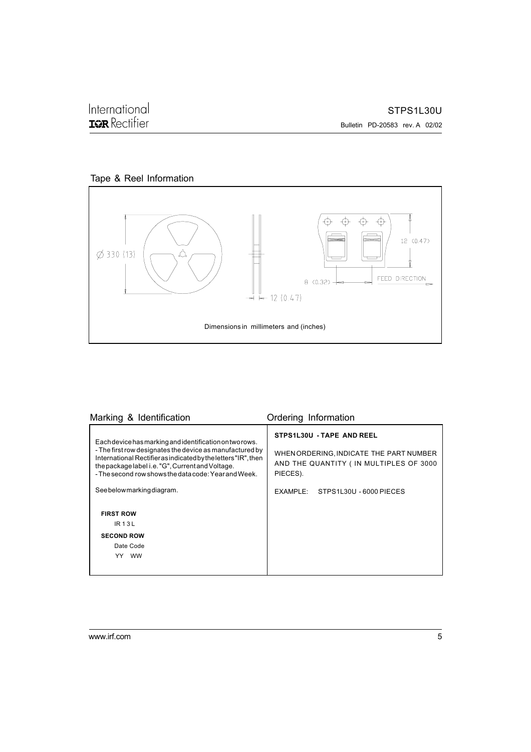## Tape & Reel Information

Ø 330 (13)

12 (0.47)

12 (0.47)

8 (0.32)

FEED DIRECTION

Dimensions in millimeters and (inches)

## Marking & Identification

Each device has marking and identification on two rows.
- The first row designates the device as manufactured by International Rectifier as indicated by the letters "IR", then the package label i.e. "G", Current and Voltage.
- The second row shows the data code: Year and Week.

See below marking diagram.

**FIRST ROW**

IR 1 3 L

**SECOND ROW**

Date Code

YY WW

## Ordering Information

**STPS1L30U - TAPE AND REEL**

WHEN ORDERING, INDICATE THE PART NUMBER AND THE QUANTITY ( IN MULTIPLES OF 3000 PIECES).

EXAMPLE: STPS1L30U - 6000 PIECES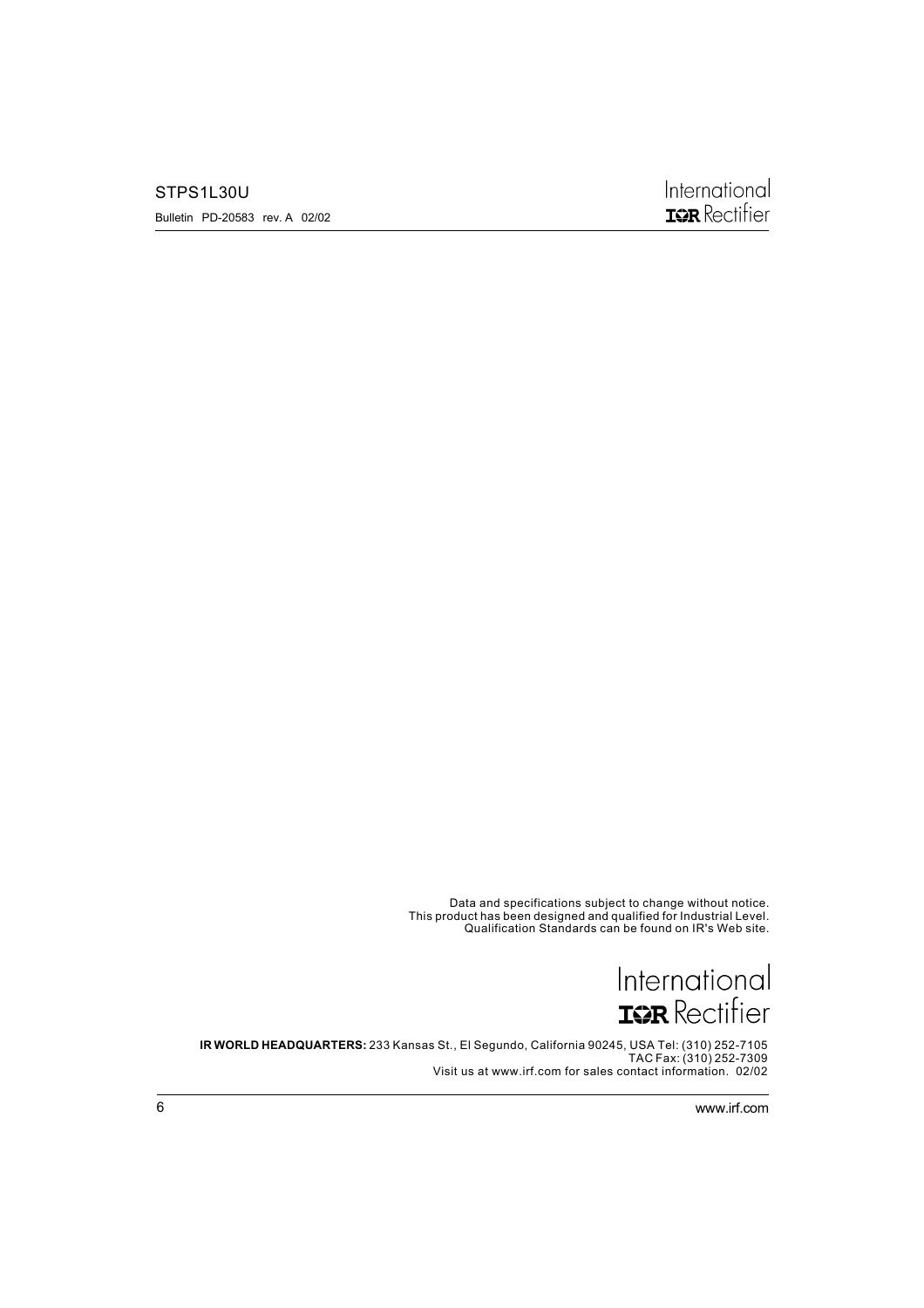Data and specifications subject to change without notice.
This product has been designed and qualified for Industrial Level.
Qualification Standards can be found on IR's Web site.

International
**IGR** Rectifier

**IR WORLD HEADQUARTERS:** 233 Kansas St., El Segundo, California 90245, USA Tel: (310) 252-7105
TAC Fax: (310) 252-7309
Visit us at www.irf.com for sales contact information. 02/02